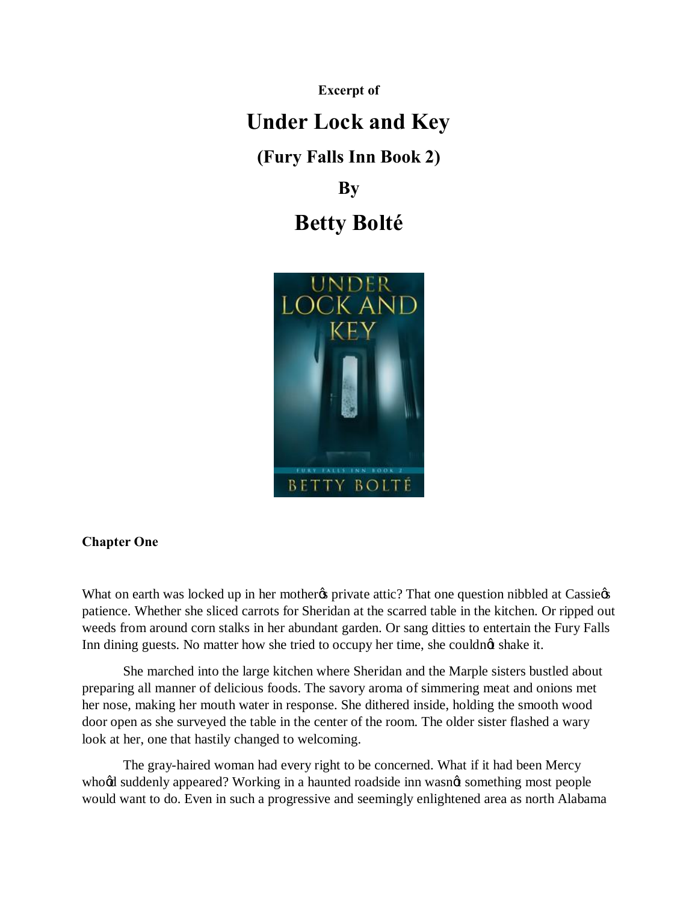**Excerpt of**

# Under Lock and Key

## (Fury Falls Inn Book 2)

## By

## Betty Bolté

**Chapter One**

What on earth was locked up in her mother's private attic? That one question nibbled at Cassie's patience. Whether she sliced carrots for Sheridan at the scarred table in the kitchen. Or ripped out weeds from around corn stalks in her abundant garden. Or sang ditties to entertain the Fury Falls Inn dining guests. No matter how she tried to occupy her time, she couldn't shake it.

She marched into the large kitchen where Sheridan and the Marple sisters bustled about preparing all manner of delicious foods. The savory aroma of simmering meat and onions met her nose, making her mouth water in response. She dithered inside, holding the smooth wood door open as she surveyed the table in the center of the room. The older sister flashed a wary look at her, one that hastily changed to welcoming.

The gray-haired woman had every right to be concerned. What if it had been Mercy who'd suddenly appeared? Working in a haunted roadside inn wasn't something most people would want to do. Even in such a progressive and seemingly enlightened area as north Alabama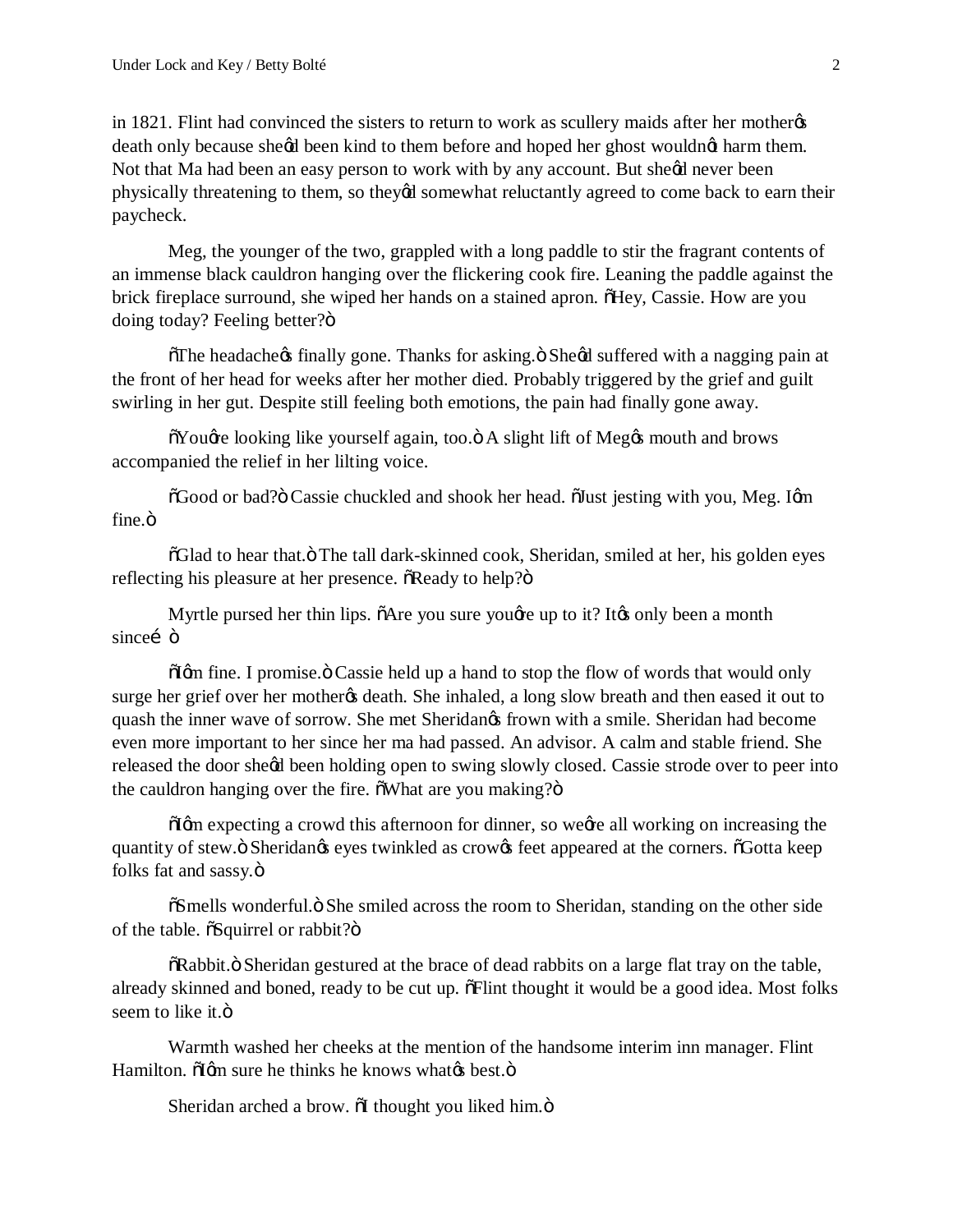in 1821. Flint had convinced the sisters to return to work as scullery maids after her mother's death only because she'd been kind to them before and hoped her ghost wouldn't harm them. Not that Ma had been an easy person to work with by any account. But she'd never been physically threatening to them, so they'd somewhat reluctantly agreed to come back to earn their paycheck.

Meg, the younger of the two, grappled with a long paddle to stir the fragrant contents of an immense black cauldron hanging over the flickering cook fire. Leaning the paddle against the brick fireplace surround, she wiped her hands on a stained apron. "Hey, Cassie. How are you doing today? Feeling better?"

"The headache's finally gone. Thanks for asking." She'd suffered with a nagging pain at the front of her head for weeks after her mother died. Probably triggered by the grief and guilt swirling in her gut. Despite still feeling both emotions, the pain had finally gone away.

"You're looking like yourself again, too." A slight lift of Meg's mouth and brows accompanied the relief in her lilting voice.

"Good or bad?" Cassie chuckled and shook her head. "Just jesting with you, Meg. I'm fine."

"Glad to hear that." The tall dark-skinned cook, Sheridan, smiled at her, his golden eyes reflecting his pleasure at her presence. "Ready to help?"

Myrtle pursed her thin lips. "Are you sure you're up to it? It's only been a month since… "

"I'm fine. I promise." Cassie held up a hand to stop the flow of words that would only surge her grief over her mother's death. She inhaled, a long slow breath and then eased it out to quash the inner wave of sorrow. She met Sheridan's frown with a smile. Sheridan had become even more important to her since her ma had passed. An advisor. A calm and stable friend. She released the door she'd been holding open to swing slowly closed. Cassie strode over to peer into the cauldron hanging over the fire. "What are you making?"

"I'm expecting a crowd this afternoon for dinner, so we're all working on increasing the quantity of stew." Sheridan's eyes twinkled as crow's feet appeared at the corners. "Gotta keep folks fat and sassy."

"Smells wonderful." She smiled across the room to Sheridan, standing on the other side of the table. "Squirrel or rabbit?"

"Rabbit." Sheridan gestured at the brace of dead rabbits on a large flat tray on the table, already skinned and boned, ready to be cut up. "Flint thought it would be a good idea. Most folks seem to like it."

Warmth washed her cheeks at the mention of the handsome interim inn manager. Flint Hamilton. "I'm sure he thinks he knows what's best."

Sheridan arched a brow. "I thought you liked him."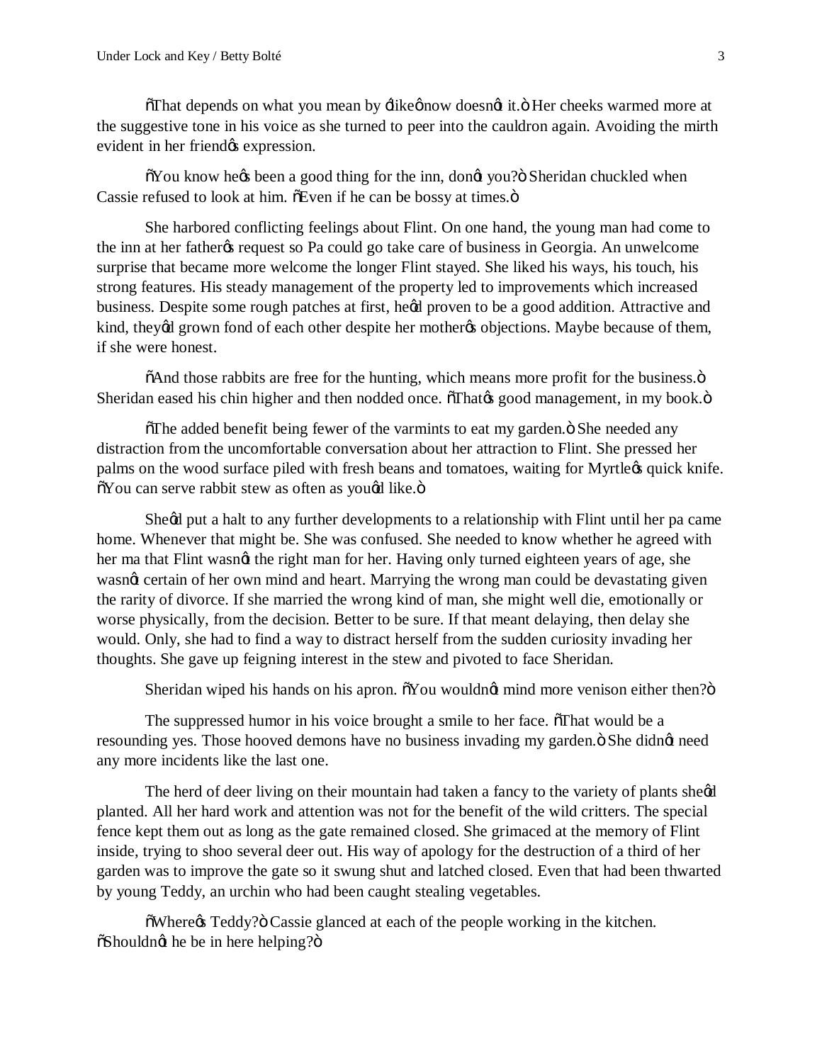"That depends on what you mean by 'like' now doesn't it." Her cheeks warmed more at the suggestive tone in his voice as she turned to peer into the cauldron again. Avoiding the mirth evident in her friend's expression.

"You know he's been a good thing for the inn, don't you?" Sheridan chuckled when Cassie refused to look at him. "Even if he can be bossy at times."

She harbored conflicting feelings about Flint. On one hand, the young man had come to the inn at her father's request so Pa could go take care of business in Georgia. An unwelcome surprise that became more welcome the longer Flint stayed. She liked his ways, his touch, his strong features. His steady management of the property led to improvements which increased business. Despite some rough patches at first, he'd proven to be a good addition. Attractive and kind, they'd grown fond of each other despite her mother's objections. Maybe because of them, if she were honest.

"And those rabbits are free for the hunting, which means more profit for the business." Sheridan eased his chin higher and then nodded once. "That's good management, in my book."

"The added benefit being fewer of the varmints to eat my garden." She needed any distraction from the uncomfortable conversation about her attraction to Flint. She pressed her palms on the wood surface piled with fresh beans and tomatoes, waiting for Myrtle's quick knife. "You can serve rabbit stew as often as you'd like."

She'd put a halt to any further developments to a relationship with Flint until her pa came home. Whenever that might be. She was confused. She needed to know whether he agreed with her ma that Flint wasn't the right man for her. Having only turned eighteen years of age, she wasn't certain of her own mind and heart. Marrying the wrong man could be devastating given the rarity of divorce. If she married the wrong kind of man, she might well die, emotionally or worse physically, from the decision. Better to be sure. If that meant delaying, then delay she would. Only, she had to find a way to distract herself from the sudden curiosity invading her thoughts. She gave up feigning interest in the stew and pivoted to face Sheridan.

Sheridan wiped his hands on his apron. "You wouldn't mind more venison either then?"

The suppressed humor in his voice brought a smile to her face. "That would be a resounding yes. Those hooved demons have no business invading my garden." She didn't need any more incidents like the last one.

The herd of deer living on their mountain had taken a fancy to the variety of plants she'd planted. All her hard work and attention was not for the benefit of the wild critters. The special fence kept them out as long as the gate remained closed. She grimaced at the memory of Flint inside, trying to shoo several deer out. His way of apology for the destruction of a third of her garden was to improve the gate so it swung shut and latched closed. Even that had been thwarted by young Teddy, an urchin who had been caught stealing vegetables.

"Where's Teddy?" Cassie glanced at each of the people working in the kitchen. "Shouldn't he be in here helping?"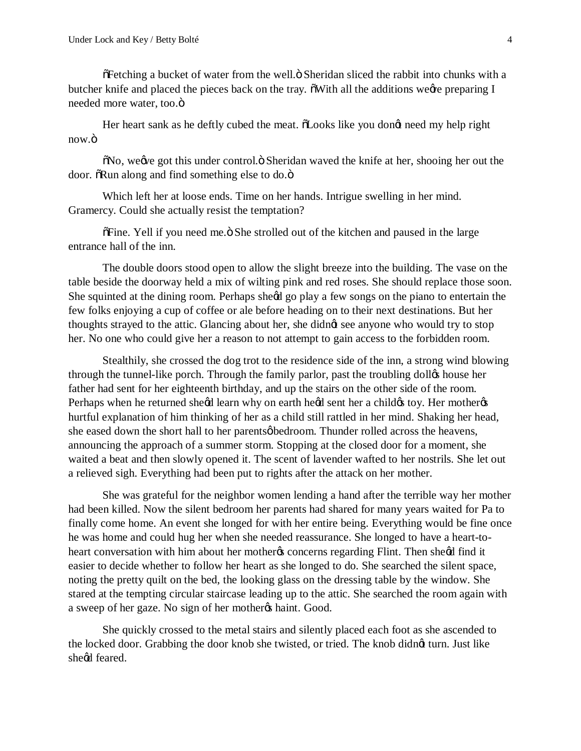"Fetching a bucket of water from the well." Sheridan sliced the rabbit into chunks with a butcher knife and placed the pieces back on the tray. "With all the additions we're preparing I needed more water, too."

Her heart sank as he deftly cubed the meat. "Looks like you don't need my help right now."

"No, we've got this under control." Sheridan waved the knife at her, shooing her out the door. "Run along and find something else to do."

Which left her at loose ends. Time on her hands. Intrigue swelling in her mind. Gramercy. Could she actually resist the temptation?

"Fine. Yell if you need me." She strolled out of the kitchen and paused in the large entrance hall of the inn.

The double doors stood open to allow the slight breeze into the building. The vase on the table beside the doorway held a mix of wilting pink and red roses. She should replace those soon. She squinted at the dining room. Perhaps she'd go play a few songs on the piano to entertain the few folks enjoying a cup of coffee or ale before heading on to their next destinations. But her thoughts strayed to the attic. Glancing about her, she didn't see anyone who would try to stop her. No one who could give her a reason to not attempt to gain access to the forbidden room.

Stealthily, she crossed the dog trot to the residence side of the inn, a strong wind blowing through the tunnel-like porch. Through the family parlor, past the troubling doll's house her father had sent for her eighteenth birthday, and up the stairs on the other side of the room. Perhaps when he returned she'd learn why on earth he'd sent her a child's toy. Her mother's hurtful explanation of him thinking of her as a child still rattled in her mind. Shaking her head, she eased down the short hall to her parents' bedroom. Thunder rolled across the heavens, announcing the approach of a summer storm. Stopping at the closed door for a moment, she waited a beat and then slowly opened it. The scent of lavender wafted to her nostrils. She let out a relieved sigh. Everything had been put to rights after the attack on her mother.

She was grateful for the neighbor women lending a hand after the terrible way her mother had been killed. Now the silent bedroom her parents had shared for many years waited for Pa to finally come home. An event she longed for with her entire being. Everything would be fine once he was home and could hug her when she needed reassurance. She longed to have a heart-to-heart conversation with him about her mother's concerns regarding Flint. Then she'd find it easier to decide whether to follow her heart as she longed to do. She searched the silent space, noting the pretty quilt on the bed, the looking glass on the dressing table by the window. She stared at the tempting circular staircase leading up to the attic. She searched the room again with a sweep of her gaze. No sign of her mother's haint. Good.

She quickly crossed to the metal stairs and silently placed each foot as she ascended to the locked door. Grabbing the door knob she twisted, or tried. The knob didn't turn. Just like she'd feared.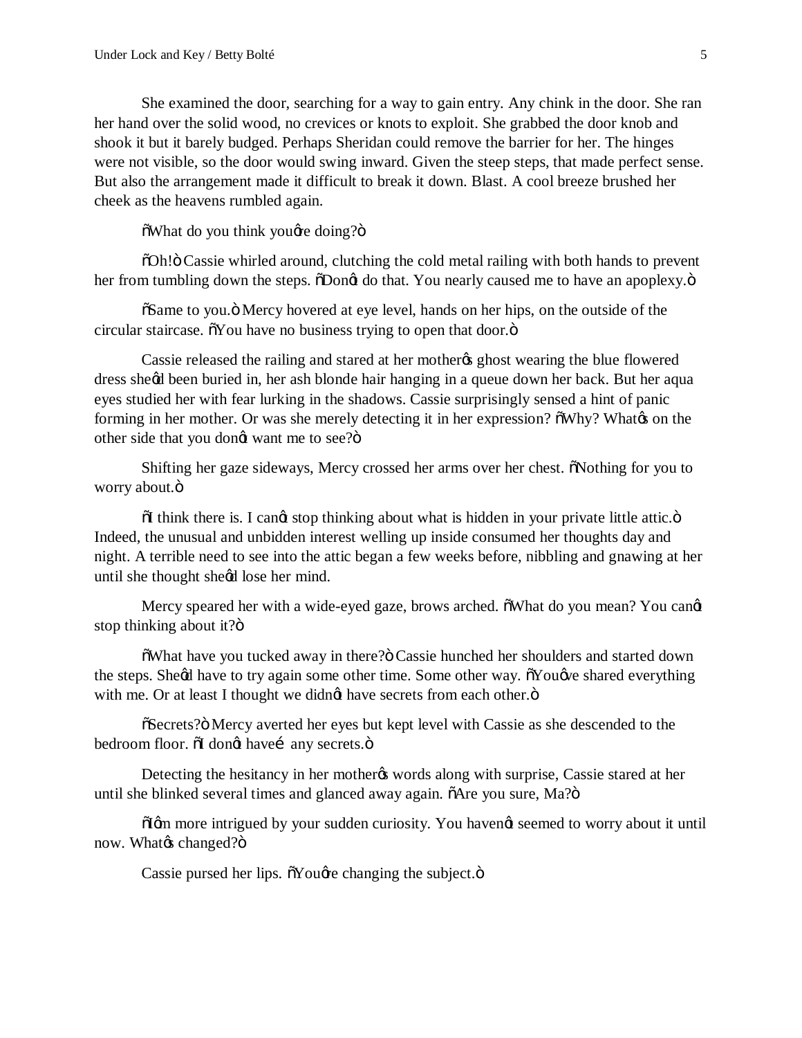She examined the door, searching for a way to gain entry. Any chink in the door. She ran her hand over the solid wood, no crevices or knots to exploit. She grabbed the door knob and shook it but it barely budged. Perhaps Sheridan could remove the barrier for her. The hinges were not visible, so the door would swing inward. Given the steep steps, that made perfect sense. But also the arrangement made it difficult to break it down. Blast. A cool breeze brushed her cheek as the heavens rumbled again.

"What do you think you're doing?"

"Oh!" Cassie whirled around, clutching the cold metal railing with both hands to prevent her from tumbling down the steps. "Don't do that. You nearly caused me to have an apoplexy."

"Same to you." Mercy hovered at eye level, hands on her hips, on the outside of the circular staircase. "You have no business trying to open that door."

Cassie released the railing and stared at her mother's ghost wearing the blue flowered dress she'd been buried in, her ash blonde hair hanging in a queue down her back. But her aqua eyes studied her with fear lurking in the shadows. Cassie surprisingly sensed a hint of panic forming in her mother. Or was she merely detecting it in her expression? "Why? What's on the other side that you don't want me to see?"

Shifting her gaze sideways, Mercy crossed her arms over her chest. "Nothing for you to worry about."

"I think there is. I can't stop thinking about what is hidden in your private little attic." Indeed, the unusual and unbidden interest welling up inside consumed her thoughts day and night. A terrible need to see into the attic began a few weeks before, nibbling and gnawing at her until she thought she'd lose her mind.

Mercy speared her with a wide-eyed gaze, brows arched. "What do you mean? You can't stop thinking about it?"

"What have you tucked away in there?" Cassie hunched her shoulders and started down the steps. She'd have to try again some other time. Some other way. "You've shared everything with me. Or at least I thought we didn't have secrets from each other."

"Secrets?" Mercy averted her eyes but kept level with Cassie as she descended to the bedroom floor. "I don't have… any secrets."

Detecting the hesitancy in her mother's words along with surprise, Cassie stared at her until she blinked several times and glanced away again. "Are you sure, Ma?"

"I'm more intrigued by your sudden curiosity. You haven't seemed to worry about it until now. What's changed?"

Cassie pursed her lips. "You're changing the subject."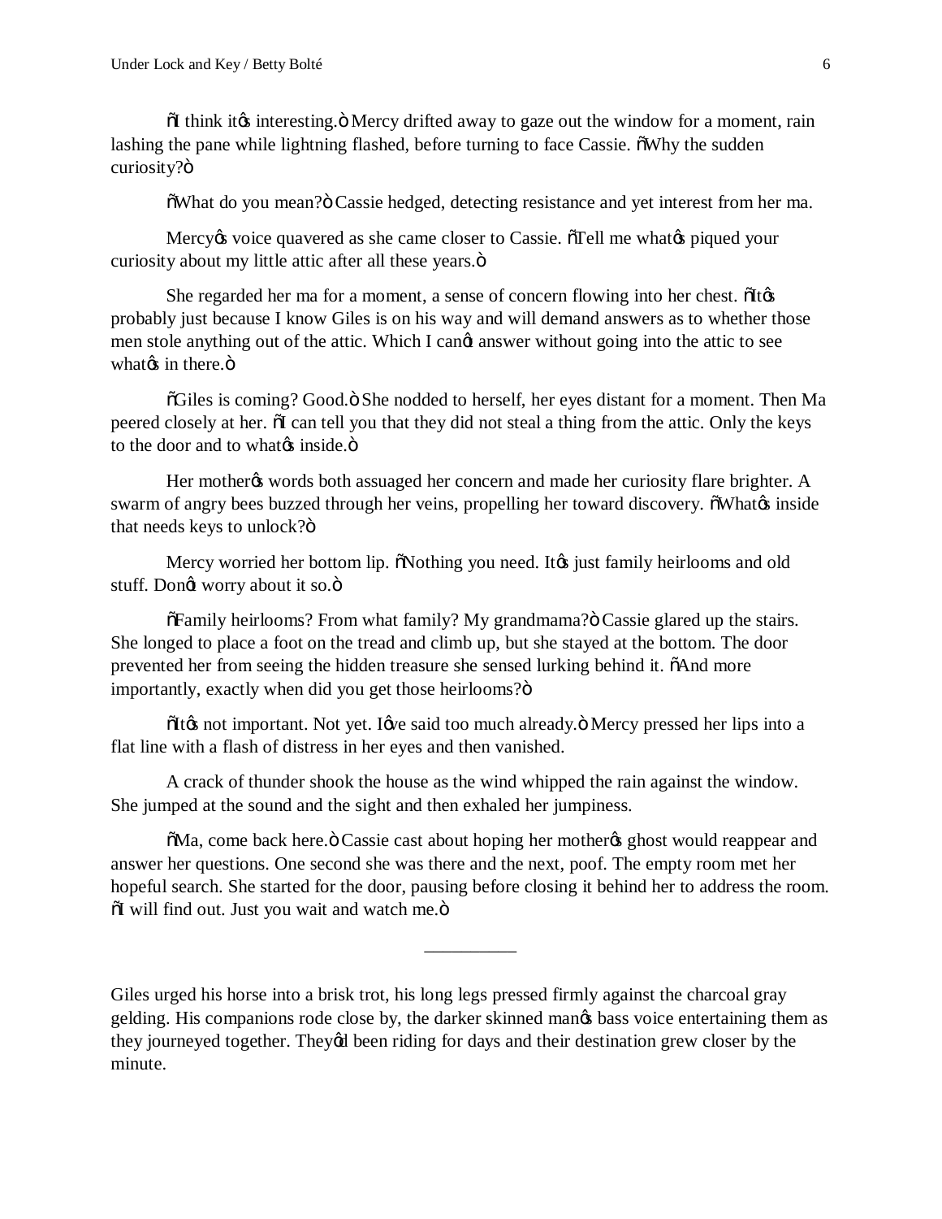"I think it's interesting." Mercy drifted away to gaze out the window for a moment, rain lashing the pane while lightning flashed, before turning to face Cassie. "Why the sudden curiosity?"

"What do you mean?" Cassie hedged, detecting resistance and yet interest from her ma.

Mercy's voice quavered as she came closer to Cassie. "Tell me what's piqued your curiosity about my little attic after all these years."

She regarded her ma for a moment, a sense of concern flowing into her chest. "It's probably just because I know Giles is on his way and will demand answers as to whether those men stole anything out of the attic. Which I can't answer without going into the attic to see what's in there."

"Giles is coming? Good." She nodded to herself, her eyes distant for a moment. Then Ma peered closely at her. "I can tell you that they did not steal a thing from the attic. Only the keys to the door and to what's inside."

Her mother's words both assuaged her concern and made her curiosity flare brighter. A swarm of angry bees buzzed through her veins, propelling her toward discovery. "What's inside that needs keys to unlock?"

Mercy worried her bottom lip. "Nothing you need. It's just family heirlooms and old stuff. Don't worry about it so."

"Family heirlooms? From what family? My grandmama?" Cassie glared up the stairs. She longed to place a foot on the tread and climb up, but she stayed at the bottom. The door prevented her from seeing the hidden treasure she sensed lurking behind it. "And more importantly, exactly when did you get those heirlooms?"

"It's not important. Not yet. I've said too much already." Mercy pressed her lips into a flat line with a flash of distress in her eyes and then vanished.

A crack of thunder shook the house as the wind whipped the rain against the window. She jumped at the sound and the sight and then exhaled her jumpiness.

"Ma, come back here." Cassie cast about hoping her mother's ghost would reappear and answer her questions. One second she was there and the next, poof. The empty room met her hopeful search. She started for the door, pausing before closing it behind her to address the room. "I will find out. Just you wait and watch me."

---

Giles urged his horse into a brisk trot, his long legs pressed firmly against the charcoal gray gelding. His companions rode close by, the darker skinned man's bass voice entertaining them as they journeyed together. They'd been riding for days and their destination grew closer by the minute.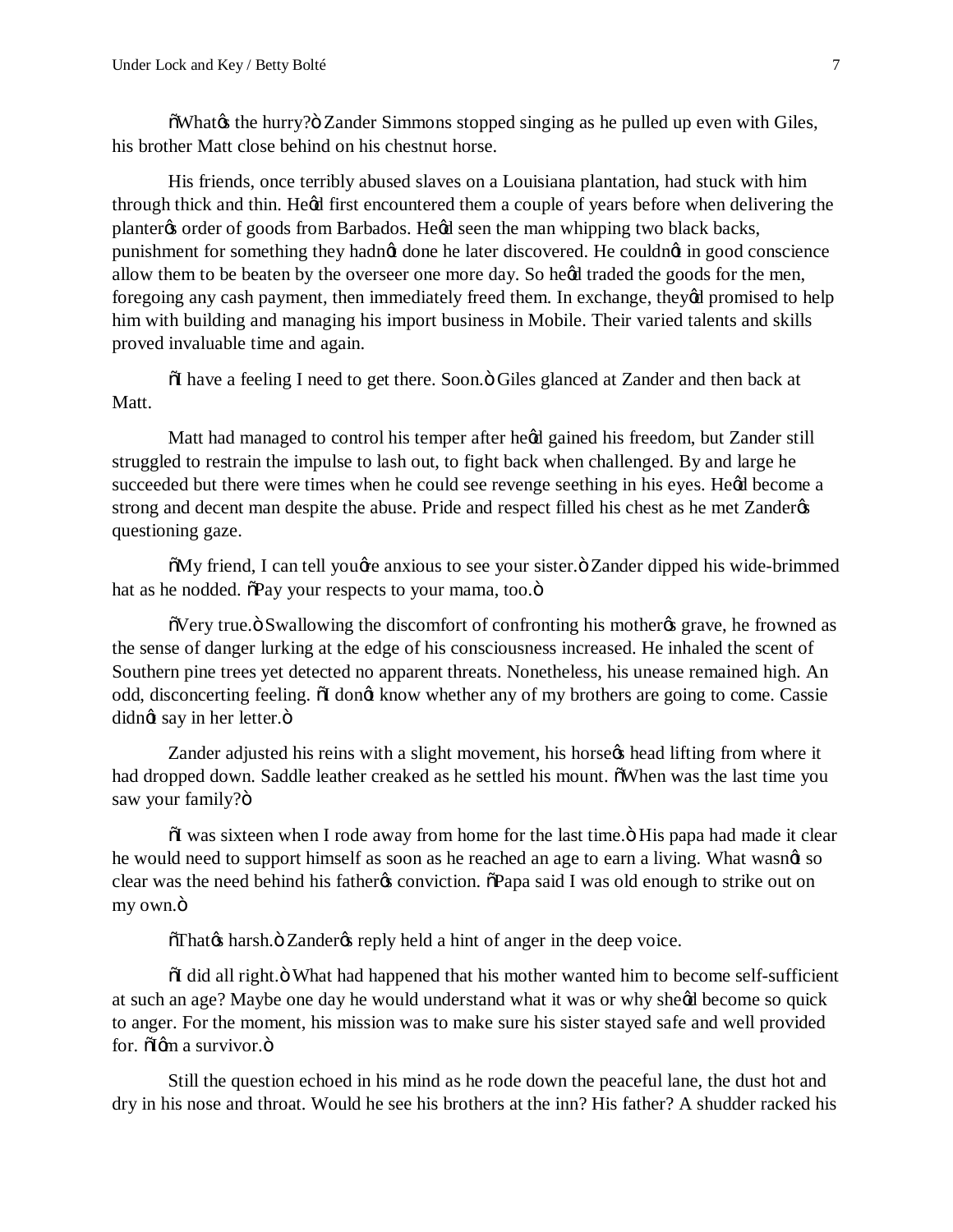"What's the hurry?" Zander Simmons stopped singing as he pulled up even with Giles, his brother Matt close behind on his chestnut horse.

His friends, once terribly abused slaves on a Louisiana plantation, had stuck with him through thick and thin. He'd first encountered them a couple of years before when delivering the planter's order of goods from Barbados. He'd seen the man whipping two black backs, punishment for something they hadn't done he later discovered. He couldn't in good conscience allow them to be beaten by the overseer one more day. So he'd traded the goods for the men, foregoing any cash payment, then immediately freed them. In exchange, they'd promised to help him with building and managing his import business in Mobile. Their varied talents and skills proved invaluable time and again.

"I have a feeling I need to get there. Soon." Giles glanced at Zander and then back at Matt.

Matt had managed to control his temper after he'd gained his freedom, but Zander still struggled to restrain the impulse to lash out, to fight back when challenged. By and large he succeeded but there were times when he could see revenge seething in his eyes. He'd become a strong and decent man despite the abuse. Pride and respect filled his chest as he met Zander's questioning gaze.

"My friend, I can tell you're anxious to see your sister." Zander dipped his wide-brimmed hat as he nodded. "Pay your respects to your mama, too."

"Very true." Swallowing the discomfort of confronting his mother's grave, he frowned as the sense of danger lurking at the edge of his consciousness increased. He inhaled the scent of Southern pine trees yet detected no apparent threats. Nonetheless, his unease remained high. An odd, disconcerting feeling. "I don't know whether any of my brothers are going to come. Cassie didn't say in her letter."

Zander adjusted his reins with a slight movement, his horse's head lifting from where it had dropped down. Saddle leather creaked as he settled his mount. "When was the last time you saw your family?"

"I was sixteen when I rode away from home for the last time." His papa had made it clear he would need to support himself as soon as he reached an age to earn a living. What wasn't so clear was the need behind his father's conviction. "Papa said I was old enough to strike out on my own."

"That's harsh." Zander's reply held a hint of anger in the deep voice.

"I did all right." What had happened that his mother wanted him to become self-sufficient at such an age? Maybe one day he would understand what it was or why she'd become so quick to anger. For the moment, his mission was to make sure his sister stayed safe and well provided for. "I'm a survivor."

Still the question echoed in his mind as he rode down the peaceful lane, the dust hot and dry in his nose and throat. Would he see his brothers at the inn? His father? A shudder racked his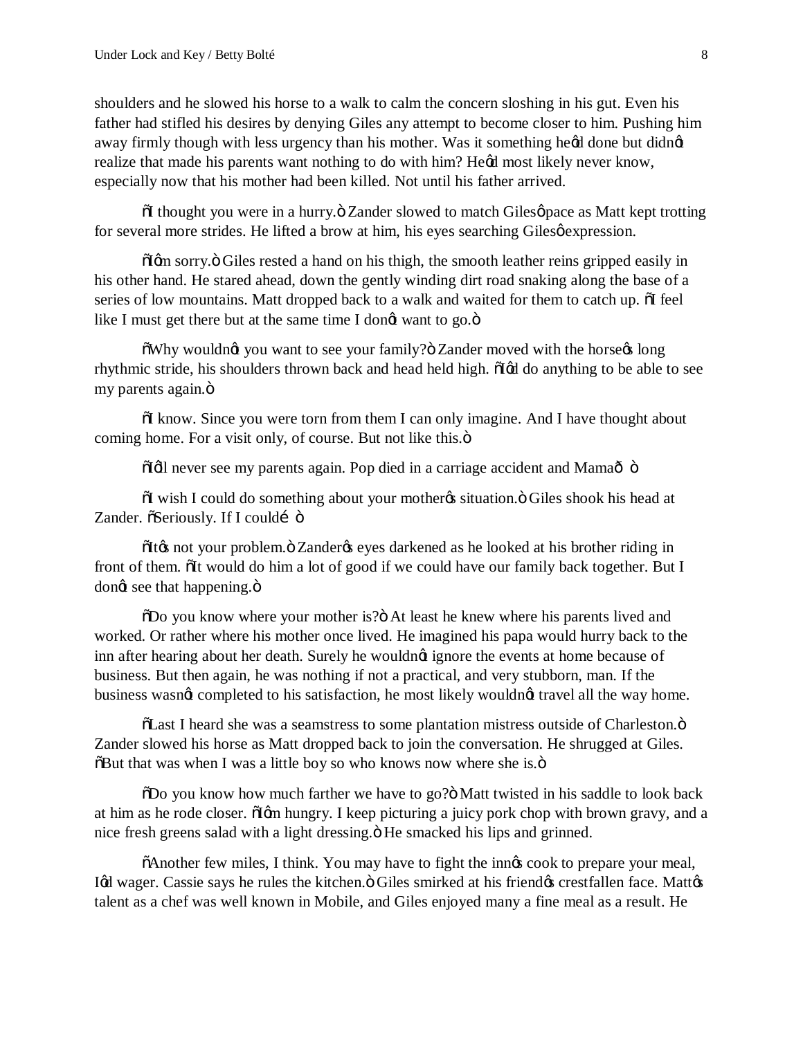shoulders and he slowed his horse to a walk to calm the concern sloshing in his gut. Even his father had stifled his desires by denying Giles any attempt to become closer to him. Pushing him away firmly though with less urgency than his mother. Was it something he'd done but didn't realize that made his parents want nothing to do with him? He'd most likely never know, especially now that his mother had been killed. Not until his father arrived.

"I thought you were in a hurry." Zander slowed to match Giles' pace as Matt kept trotting for several more strides. He lifted a brow at him, his eyes searching Giles' expression.

"I'm sorry." Giles rested a hand on his thigh, the smooth leather reins gripped easily in his other hand. He stared ahead, down the gently winding dirt road snaking along the base of a series of low mountains. Matt dropped back to a walk and waited for them to catch up. "I feel like I must get there but at the same time I don't want to go."

"Why wouldn't you want to see your family?" Zander moved with the horse's long rhythmic stride, his shoulders thrown back and head held high. "I'd do anything to be able to see my parents again."

"I know. Since you were torn from them I can only imagine. And I have thought about coming home. For a visit only, of course. But not like this."

"I'll never see my parents again. Pop died in a carriage accident and Mama—"

"I wish I could do something about your mother's situation." Giles shook his head at Zander. "Seriously. If I could…"

"It's not your problem." Zander's eyes darkened as he looked at his brother riding in front of them. "It would do him a lot of good if we could have our family back together. But I don't see that happening."

"Do you know where your mother is?" At least he knew where his parents lived and worked. Or rather where his mother once lived. He imagined his papa would hurry back to the inn after hearing about her death. Surely he wouldn't ignore the events at home because of business. But then again, he was nothing if not a practical, and very stubborn, man. If the business wasn't completed to his satisfaction, he most likely wouldn't travel all the way home.

"Last I heard she was a seamstress to some plantation mistress outside of Charleston." Zander slowed his horse as Matt dropped back to join the conversation. He shrugged at Giles. "But that was when I was a little boy so who knows now where she is."

"Do you know how much farther we have to go?" Matt twisted in his saddle to look back at him as he rode closer. "I'm hungry. I keep picturing a juicy pork chop with brown gravy, and a nice fresh greens salad with a light dressing." He smacked his lips and grinned.

"Another few miles, I think. You may have to fight the inn's cook to prepare your meal, I'd wager. Cassie says he rules the kitchen." Giles smirked at his friend's crestfallen face. Matt's talent as a chef was well known in Mobile, and Giles enjoyed many a fine meal as a result. He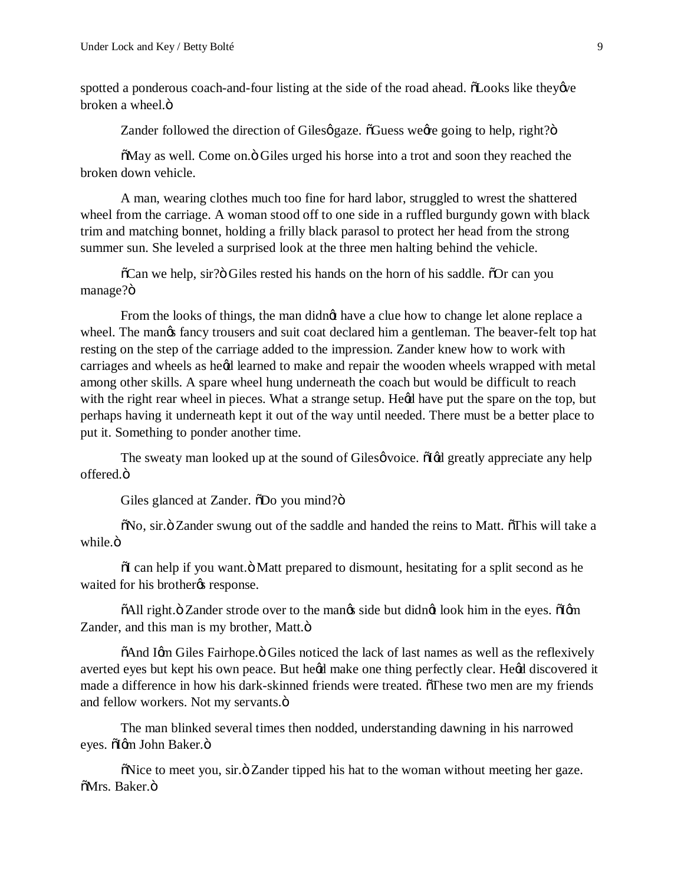spotted a ponderous coach-and-four listing at the side of the road ahead. "Looks like they've broken a wheel."

Zander followed the direction of Giles' gaze. "Guess we're going to help, right?"

"May as well. Come on." Giles urged his horse into a trot and soon they reached the broken down vehicle.

A man, wearing clothes much too fine for hard labor, struggled to wrest the shattered wheel from the carriage. A woman stood off to one side in a ruffled burgundy gown with black trim and matching bonnet, holding a frilly black parasol to protect her head from the strong summer sun. She leveled a surprised look at the three men halting behind the vehicle.

"Can we help, sir?" Giles rested his hands on the horn of his saddle. "Or can you manage?"

From the looks of things, the man didn't have a clue how to change let alone replace a wheel. The man's fancy trousers and suit coat declared him a gentleman. The beaver-felt top hat resting on the step of the carriage added to the impression. Zander knew how to work with carriages and wheels as he'd learned to make and repair the wooden wheels wrapped with metal among other skills. A spare wheel hung underneath the coach but would be difficult to reach with the right rear wheel in pieces. What a strange setup. He'd have put the spare on the top, but perhaps having it underneath kept it out of the way until needed. There must be a better place to put it. Something to ponder another time.

The sweaty man looked up at the sound of Giles' voice. "I'd greatly appreciate any help offered."

Giles glanced at Zander. "Do you mind?"

"No, sir." Zander swung out of the saddle and handed the reins to Matt. "This will take a while."

"I can help if you want." Matt prepared to dismount, hesitating for a split second as he waited for his brother's response.

"All right." Zander strode over to the man's side but didn't look him in the eyes. "I'm Zander, and this man is my brother, Matt."

"And I'm Giles Fairhope." Giles noticed the lack of last names as well as the reflexively averted eyes but kept his own peace. But he'd make one thing perfectly clear. He'd discovered it made a difference in how his dark-skinned friends were treated. "These two men are my friends and fellow workers. Not my servants."

The man blinked several times then nodded, understanding dawning in his narrowed eyes. "I'm John Baker."

"Nice to meet you, sir." Zander tipped his hat to the woman without meeting her gaze. "Mrs. Baker."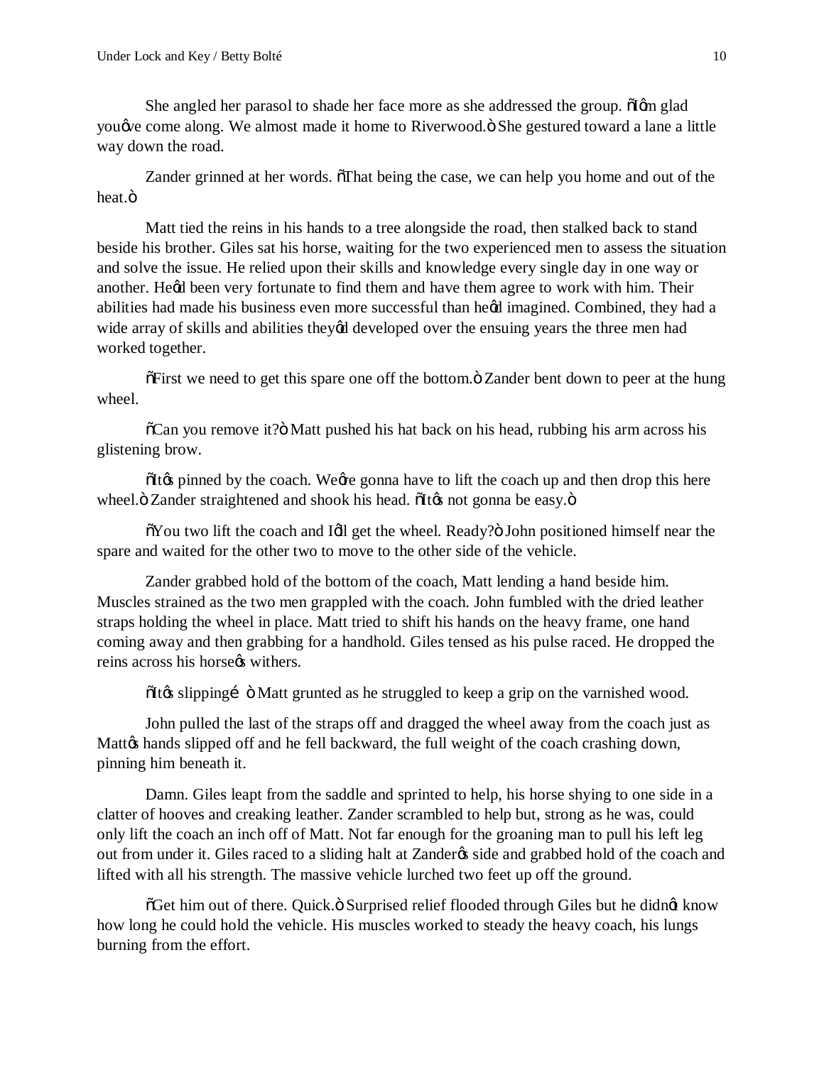She angled her parasol to shade her face more as she addressed the group. "I'm glad you've come along. We almost made it home to Riverwood." She gestured toward a lane a little way down the road.

Zander grinned at her words. "That being the case, we can help you home and out of the heat."

Matt tied the reins in his hands to a tree alongside the road, then stalked back to stand beside his brother. Giles sat his horse, waiting for the two experienced men to assess the situation and solve the issue. He relied upon their skills and knowledge every single day in one way or another. He'd been very fortunate to find them and have them agree to work with him. Their abilities had made his business even more successful than he'd imagined. Combined, they had a wide array of skills and abilities they'd developed over the ensuing years the three men had worked together.

"First we need to get this spare one off the bottom." Zander bent down to peer at the hung wheel.

"Can you remove it?" Matt pushed his hat back on his head, rubbing his arm across his glistening brow.

"It's pinned by the coach. We're gonna have to lift the coach up and then drop this here wheel." Zander straightened and shook his head. "It's not gonna be easy."

"You two lift the coach and I'll get the wheel. Ready?" John positioned himself near the spare and waited for the other two to move to the other side of the vehicle.

Zander grabbed hold of the bottom of the coach, Matt lending a hand beside him. Muscles strained as the two men grappled with the coach. John fumbled with the dried leather straps holding the wheel in place. Matt tried to shift his hands on the heavy frame, one hand coming away and then grabbing for a handhold. Giles tensed as his pulse raced. He dropped the reins across his horse's withers.

"It's slipping…" Matt grunted as he struggled to keep a grip on the varnished wood.

John pulled the last of the straps off and dragged the wheel away from the coach just as Matt's hands slipped off and he fell backward, the full weight of the coach crashing down, pinning him beneath it.

Damn. Giles leapt from the saddle and sprinted to help, his horse shying to one side in a clatter of hooves and creaking leather. Zander scrambled to help but, strong as he was, could only lift the coach an inch off of Matt. Not far enough for the groaning man to pull his left leg out from under it. Giles raced to a sliding halt at Zander's side and grabbed hold of the coach and lifted with all his strength. The massive vehicle lurched two feet up off the ground.

"Get him out of there. Quick." Surprised relief flooded through Giles but he didn't know how long he could hold the vehicle. His muscles worked to steady the heavy coach, his lungs burning from the effort.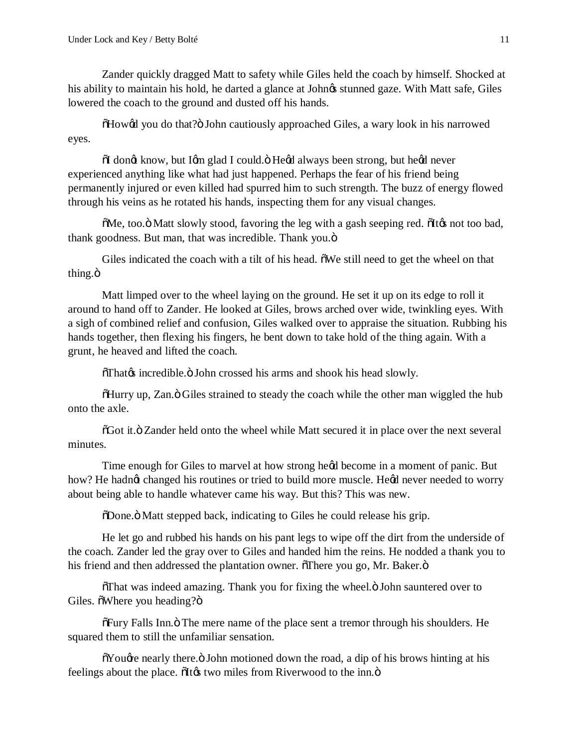Zander quickly dragged Matt to safety while Giles held the coach by himself. Shocked at his ability to maintain his hold, he darted a glance at John's stunned gaze. With Matt safe, Giles lowered the coach to the ground and dusted off his hands.

"How'd you do that?" John cautiously approached Giles, a wary look in his narrowed eyes.

"I don't know, but I'm glad I could." He'd always been strong, but he'd never experienced anything like what had just happened. Perhaps the fear of his friend being permanently injured or even killed had spurred him to such strength. The buzz of energy flowed through his veins as he rotated his hands, inspecting them for any visual changes.

"Me, too." Matt slowly stood, favoring the leg with a gash seeping red. "It's not too bad, thank goodness. But man, that was incredible. Thank you."

Giles indicated the coach with a tilt of his head. "We still need to get the wheel on that thing."

Matt limped over to the wheel laying on the ground. He set it up on its edge to roll it around to hand off to Zander. He looked at Giles, brows arched over wide, twinkling eyes. With a sigh of combined relief and confusion, Giles walked over to appraise the situation. Rubbing his hands together, then flexing his fingers, he bent down to take hold of the thing again. With a grunt, he heaved and lifted the coach.

"That's incredible." John crossed his arms and shook his head slowly.

"Hurry up, Zan." Giles strained to steady the coach while the other man wiggled the hub onto the axle.

"Got it." Zander held onto the wheel while Matt secured it in place over the next several minutes.

Time enough for Giles to marvel at how strong he'd become in a moment of panic. But how? He hadn't changed his routines or tried to build more muscle. He'd never needed to worry about being able to handle whatever came his way. But this? This was new.

"Done." Matt stepped back, indicating to Giles he could release his grip.

He let go and rubbed his hands on his pant legs to wipe off the dirt from the underside of the coach. Zander led the gray over to Giles and handed him the reins. He nodded a thank you to his friend and then addressed the plantation owner. "There you go, Mr. Baker."

"That was indeed amazing. Thank you for fixing the wheel." John sauntered over to Giles. "Where you heading?"

"Fury Falls Inn." The mere name of the place sent a tremor through his shoulders. He squared them to still the unfamiliar sensation.

"You're nearly there." John motioned down the road, a dip of his brows hinting at his feelings about the place. "It's two miles from Riverwood to the inn."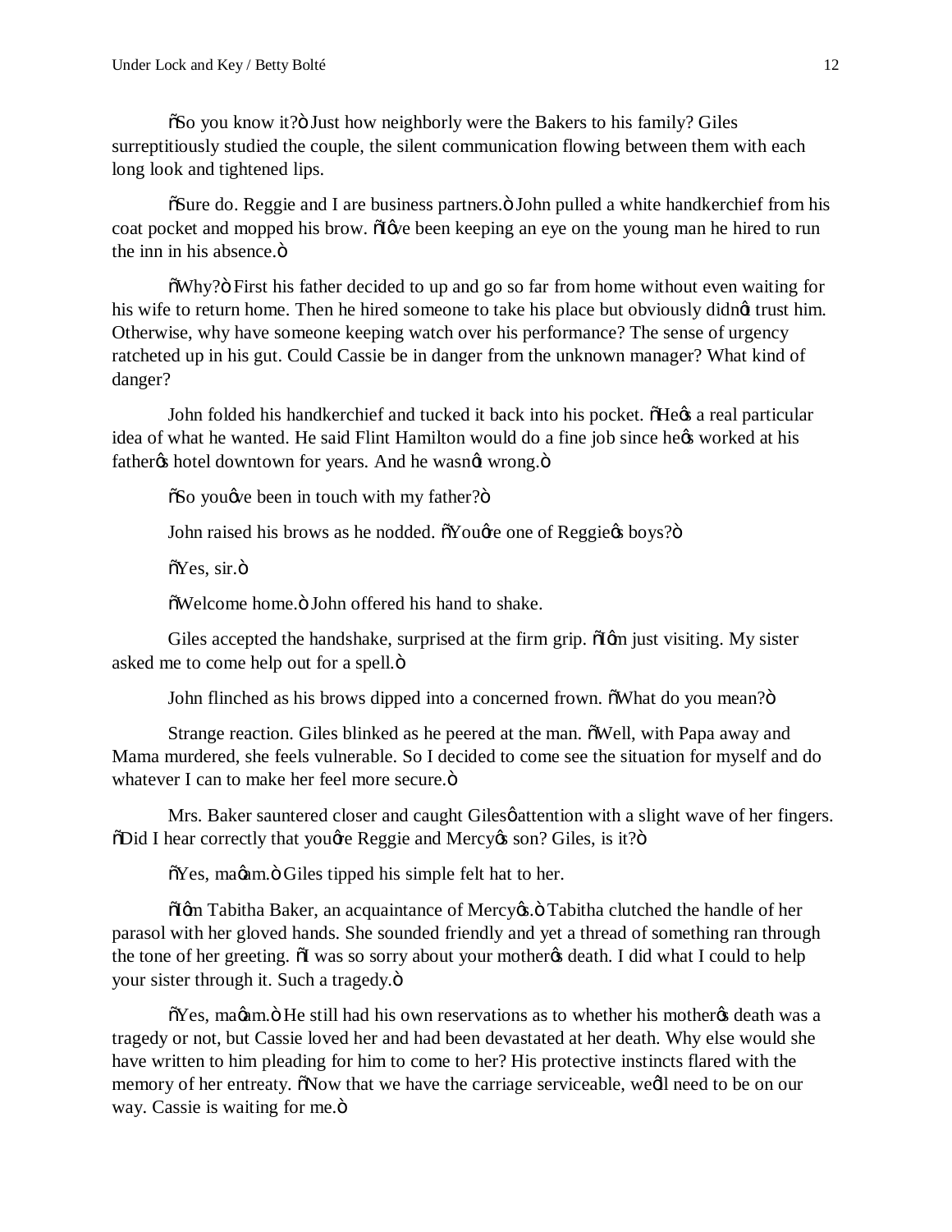"So you know it?" Just how neighborly were the Bakers to his family? Giles surreptitiously studied the couple, the silent communication flowing between them with each long look and tightened lips.

"Sure do. Reggie and I are business partners." John pulled a white handkerchief from his coat pocket and mopped his brow. "I've been keeping an eye on the young man he hired to run the inn in his absence."

"Why?" First his father decided to up and go so far from home without even waiting for his wife to return home. Then he hired someone to take his place but obviously didn't trust him. Otherwise, why have someone keeping watch over his performance? The sense of urgency ratcheted up in his gut. Could Cassie be in danger from the unknown manager? What kind of danger?

John folded his handkerchief and tucked it back into his pocket. "He's a real particular idea of what he wanted. He said Flint Hamilton would do a fine job since he's worked at his father's hotel downtown for years. And he wasn't wrong."

"So you've been in touch with my father?"

John raised his brows as he nodded. "You're one of Reggie's boys?"

"Yes, sir."

"Welcome home." John offered his hand to shake.

Giles accepted the handshake, surprised at the firm grip. "I'm just visiting. My sister asked me to come help out for a spell."

John flinched as his brows dipped into a concerned frown. "What do you mean?"

Strange reaction. Giles blinked as he peered at the man. "Well, with Papa away and Mama murdered, she feels vulnerable. So I decided to come see the situation for myself and do whatever I can to make her feel more secure."

Mrs. Baker sauntered closer and caught Giles' attention with a slight wave of her fingers. "Did I hear correctly that you're Reggie and Mercy's son? Giles, is it?"

"Yes, ma'am." Giles tipped his simple felt hat to her.

"I'm Tabitha Baker, an acquaintance of Mercy's." Tabitha clutched the handle of her parasol with her gloved hands. She sounded friendly and yet a thread of something ran through the tone of her greeting. "I was so sorry about your mother's death. I did what I could to help your sister through it. Such a tragedy."

"Yes, ma'am." He still had his own reservations as to whether his mother's death was a tragedy or not, but Cassie loved her and had been devastated at her death. Why else would she have written to him pleading for him to come to her? His protective instincts flared with the memory of her entreaty. "Now that we have the carriage serviceable, we'll need to be on our way. Cassie is waiting for me."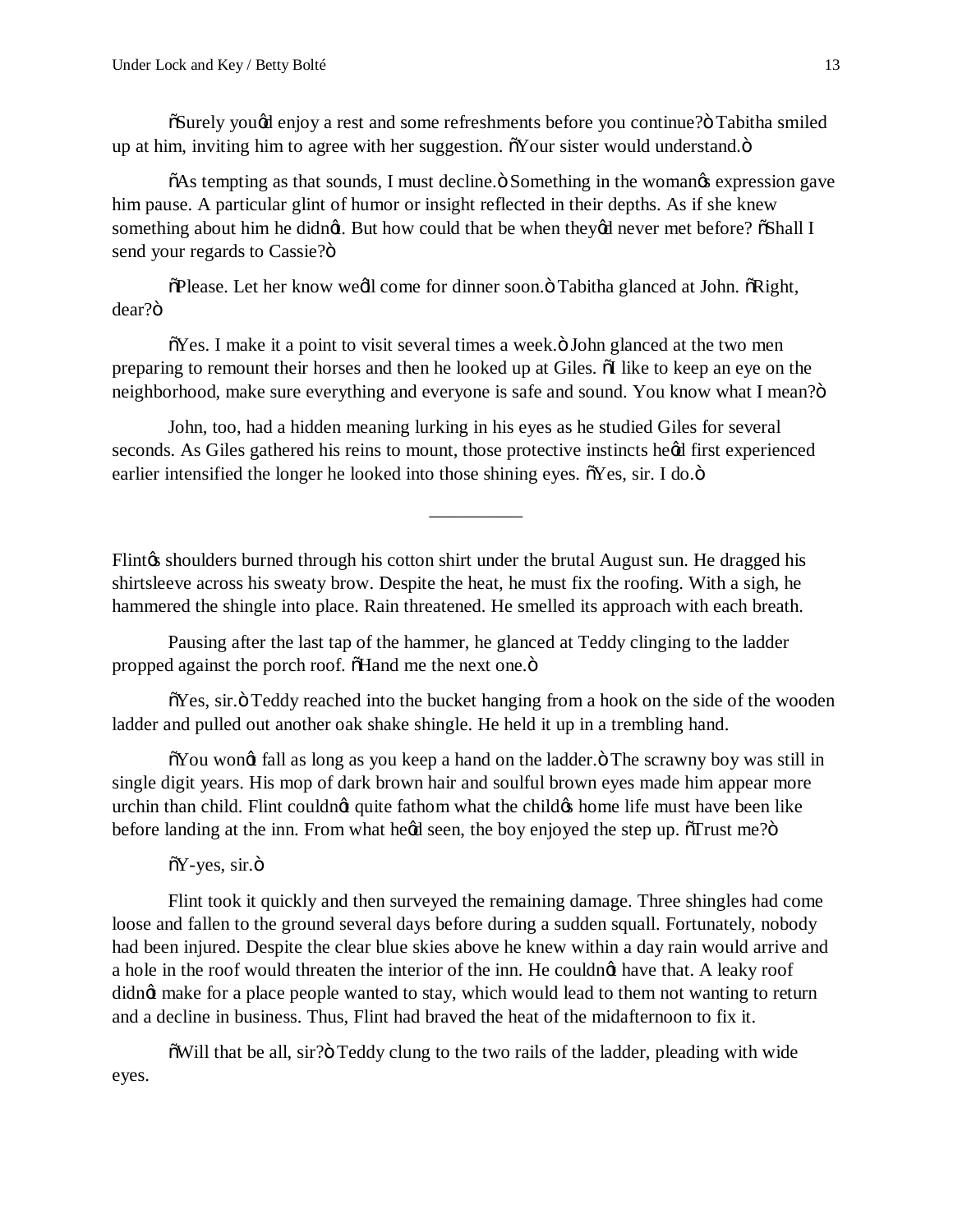"Surely you'd enjoy a rest and some refreshments before you continue?" Tabitha smiled up at him, inviting him to agree with her suggestion. "Your sister would understand."

"As tempting as that sounds, I must decline." Something in the woman's expression gave him pause. A particular glint of humor or insight reflected in their depths. As if she knew something about him he didn't. But how could that be when they'd never met before? "Shall I send your regards to Cassie?"

"Please. Let her know we'll come for dinner soon." Tabitha glanced at John. "Right, dear?"

"Yes. I make it a point to visit several times a week." John glanced at the two men preparing to remount their horses and then he looked up at Giles. "I like to keep an eye on the neighborhood, make sure everything and everyone is safe and sound. You know what I mean?"

John, too, had a hidden meaning lurking in his eyes as he studied Giles for several seconds. As Giles gathered his reins to mount, those protective instincts he'd first experienced earlier intensified the longer he looked into those shining eyes. "Yes, sir. I do."

---

Flint's shoulders burned through his cotton shirt under the brutal August sun. He dragged his shirtsleeve across his sweaty brow. Despite the heat, he must fix the roofing. With a sigh, he hammered the shingle into place. Rain threatened. He smelled its approach with each breath.

Pausing after the last tap of the hammer, he glanced at Teddy clinging to the ladder propped against the porch roof. "Hand me the next one."

"Yes, sir." Teddy reached into the bucket hanging from a hook on the side of the wooden ladder and pulled out another oak shake shingle. He held it up in a trembling hand.

"You won't fall as long as you keep a hand on the ladder." The scrawny boy was still in single digit years. His mop of dark brown hair and soulful brown eyes made him appear more urchin than child. Flint couldn't quite fathom what the child's home life must have been like before landing at the inn. From what he'd seen, the boy enjoyed the step up. "Trust me?"

"Y-yes, sir."

Flint took it quickly and then surveyed the remaining damage. Three shingles had come loose and fallen to the ground several days before during a sudden squall. Fortunately, nobody had been injured. Despite the clear blue skies above he knew within a day rain would arrive and a hole in the roof would threaten the interior of the inn. He couldn't have that. A leaky roof didn't make for a place people wanted to stay, which would lead to them not wanting to return and a decline in business. Thus, Flint had braved the heat of the midafternoon to fix it.

"Will that be all, sir?" Teddy clung to the two rails of the ladder, pleading with wide eyes.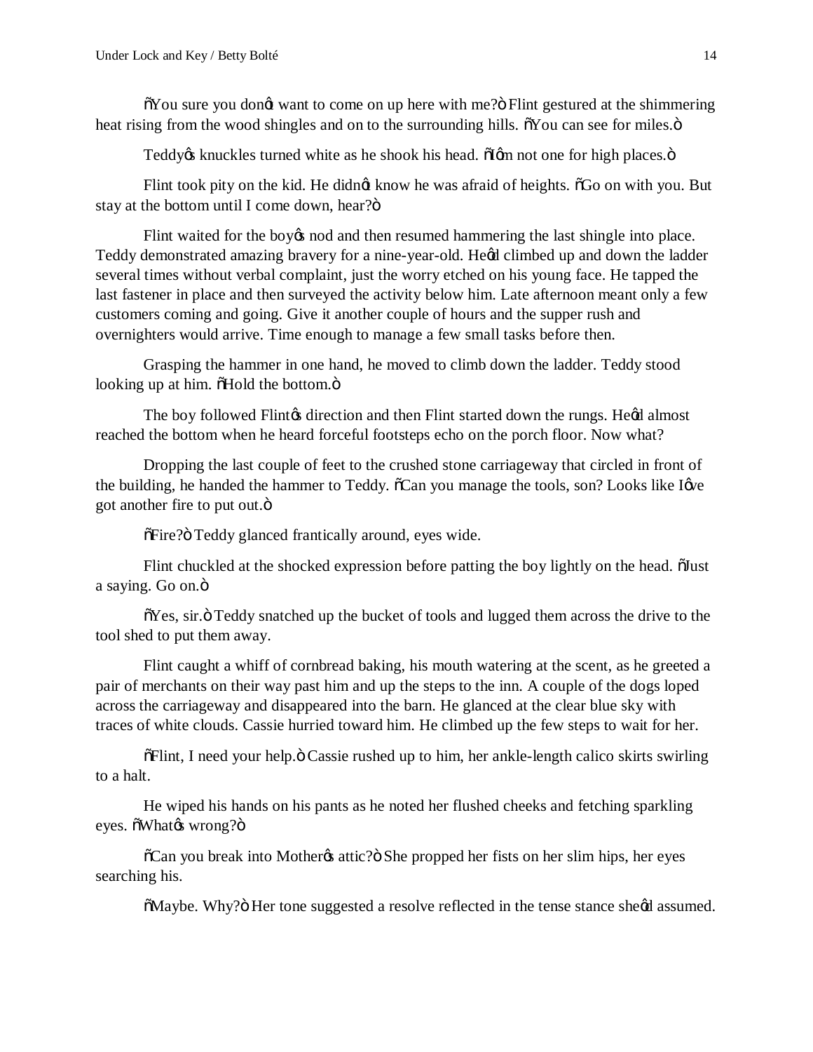"You sure you don't want to come on up here with me?" Flint gestured at the shimmering heat rising from the wood shingles and on to the surrounding hills. "You can see for miles."

Teddy's knuckles turned white as he shook his head. "I'm not one for high places."

Flint took pity on the kid. He didn't know he was afraid of heights. "Go on with you. But stay at the bottom until I come down, hear?"

Flint waited for the boy's nod and then resumed hammering the last shingle into place. Teddy demonstrated amazing bravery for a nine-year-old. He'd climbed up and down the ladder several times without verbal complaint, just the worry etched on his young face. He tapped the last fastener in place and then surveyed the activity below him. Late afternoon meant only a few customers coming and going. Give it another couple of hours and the supper rush and overnighters would arrive. Time enough to manage a few small tasks before then.

Grasping the hammer in one hand, he moved to climb down the ladder. Teddy stood looking up at him. "Hold the bottom."

The boy followed Flint's direction and then Flint started down the rungs. He'd almost reached the bottom when he heard forceful footsteps echo on the porch floor. Now what?

Dropping the last couple of feet to the crushed stone carriageway that circled in front of the building, he handed the hammer to Teddy. "Can you manage the tools, son? Looks like I've got another fire to put out."

"Fire?" Teddy glanced frantically around, eyes wide.

Flint chuckled at the shocked expression before patting the boy lightly on the head. "Just a saying. Go on."

"Yes, sir." Teddy snatched up the bucket of tools and lugged them across the drive to the tool shed to put them away.

Flint caught a whiff of cornbread baking, his mouth watering at the scent, as he greeted a pair of merchants on their way past him and up the steps to the inn. A couple of the dogs loped across the carriageway and disappeared into the barn. He glanced at the clear blue sky with traces of white clouds. Cassie hurried toward him. He climbed up the few steps to wait for her.

"Flint, I need your help." Cassie rushed up to him, her ankle-length calico skirts swirling to a halt.

He wiped his hands on his pants as he noted her flushed cheeks and fetching sparkling eyes. "What's wrong?"

"Can you break into Mother's attic?" She propped her fists on her slim hips, her eyes searching his.

"Maybe. Why?" Her tone suggested a resolve reflected in the tense stance she'd assumed.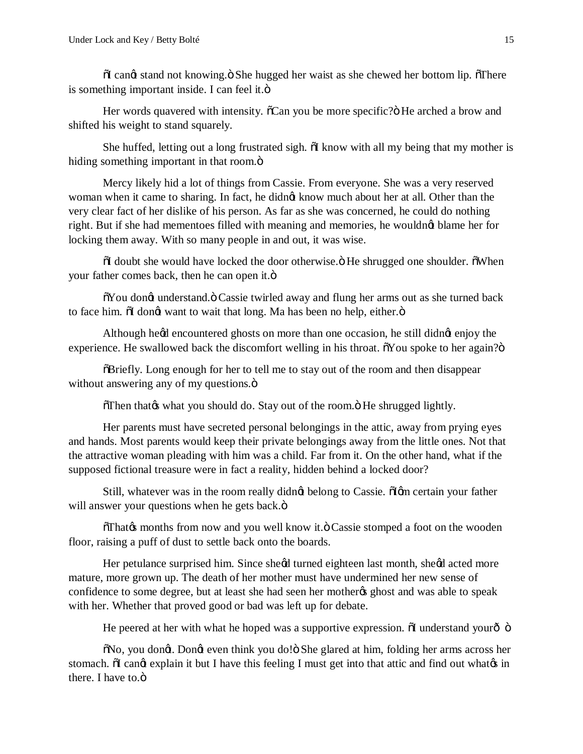"I can't stand not knowing." She hugged her waist as she chewed her bottom lip. "There is something important inside. I can feel it."

Her words quavered with intensity. "Can you be more specific?" He arched a brow and shifted his weight to stand squarely.

She huffed, letting out a long frustrated sigh. "I know with all my being that my mother is hiding something important in that room."

Mercy likely hid a lot of things from Cassie. From everyone. She was a very reserved woman when it came to sharing. In fact, he didn't know much about her at all. Other than the very clear fact of her dislike of his person. As far as she was concerned, he could do nothing right. But if she had mementoes filled with meaning and memories, he wouldn't blame her for locking them away. With so many people in and out, it was wise.

"I doubt she would have locked the door otherwise." He shrugged one shoulder. "When your father comes back, then he can open it."

"You don't understand." Cassie twirled away and flung her arms out as she turned back to face him. "I don't want to wait that long. Ma has been no help, either."

Although he'd encountered ghosts on more than one occasion, he still didn't enjoy the experience. He swallowed back the discomfort welling in his throat. "You spoke to her again?"

"Briefly. Long enough for her to tell me to stay out of the room and then disappear without answering any of my questions."

"Then that's what you should do. Stay out of the room." He shrugged lightly.

Her parents must have secreted personal belongings in the attic, away from prying eyes and hands. Most parents would keep their private belongings away from the little ones. Not that the attractive woman pleading with him was a child. Far from it. On the other hand, what if the supposed fictional treasure were in fact a reality, hidden behind a locked door?

Still, whatever was in the room really didn't belong to Cassie. "I'm certain your father will answer your questions when he gets back."

"That's months from now and you well know it." Cassie stomped a foot on the wooden floor, raising a puff of dust to settle back onto the boards.

Her petulance surprised him. Since she'd turned eighteen last month, she'd acted more mature, more grown up. The death of her mother must have undermined her new sense of confidence to some degree, but at least she had seen her mother's ghost and was able to speak with her. Whether that proved good or bad was left up for debate.

He peered at her with what he hoped was a supportive expression. "I understand your— "

"No, you don't. Don't even think you do!" She glared at him, folding her arms across her stomach. "I can't explain it but I have this feeling I must get into that attic and find out what's in there. I have to."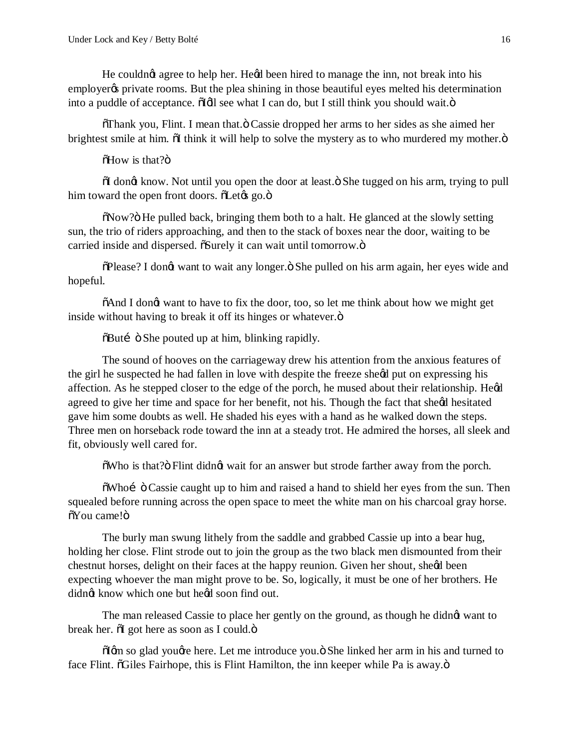He couldn't agree to help her. He'd been hired to manage the inn, not break into his employer's private rooms. But the plea shining in those beautiful eyes melted his determination into a puddle of acceptance. "I'll see what I can do, but I still think you should wait."

"Thank you, Flint. I mean that." Cassie dropped her arms to her sides as she aimed her brightest smile at him. "I think it will help to solve the mystery as to who murdered my mother."

"How is that?"

"I don't know. Not until you open the door at least." She tugged on his arm, trying to pull him toward the open front doors. "Let's go."

"Now?" He pulled back, bringing them both to a halt. He glanced at the slowly setting sun, the trio of riders approaching, and then to the stack of boxes near the door, waiting to be carried inside and dispersed. "Surely it can wait until tomorrow."

"Please? I don't want to wait any longer." She pulled on his arm again, her eyes wide and hopeful.

"And I don't want to have to fix the door, too, so let me think about how we might get inside without having to break it off its hinges or whatever."

"But…" She pouted up at him, blinking rapidly.

The sound of hooves on the carriageway drew his attention from the anxious features of the girl he suspected he had fallen in love with despite the freeze she'd put on expressing his affection. As he stepped closer to the edge of the porch, he mused about their relationship. He'd agreed to give her time and space for her benefit, not his. Though the fact that she'd hesitated gave him some doubts as well. He shaded his eyes with a hand as he walked down the steps. Three men on horseback rode toward the inn at a steady trot. He admired the horses, all sleek and fit, obviously well cared for.

"Who is that?" Flint didn't wait for an answer but strode farther away from the porch.

"Who…" Cassie caught up to him and raised a hand to shield her eyes from the sun. Then squealed before running across the open space to meet the white man on his charcoal gray horse. "You came!"

The burly man swung lithely from the saddle and grabbed Cassie up into a bear hug, holding her close. Flint strode out to join the group as the two black men dismounted from their chestnut horses, delight on their faces at the happy reunion. Given her shout, she'd been expecting whoever the man might prove to be. So, logically, it must be one of her brothers. He didn't know which one but he'd soon find out.

The man released Cassie to place her gently on the ground, as though he didn't want to break her. "I got here as soon as I could."

"I'm so glad you're here. Let me introduce you." She linked her arm in his and turned to face Flint. "Giles Fairhope, this is Flint Hamilton, the inn keeper while Pa is away."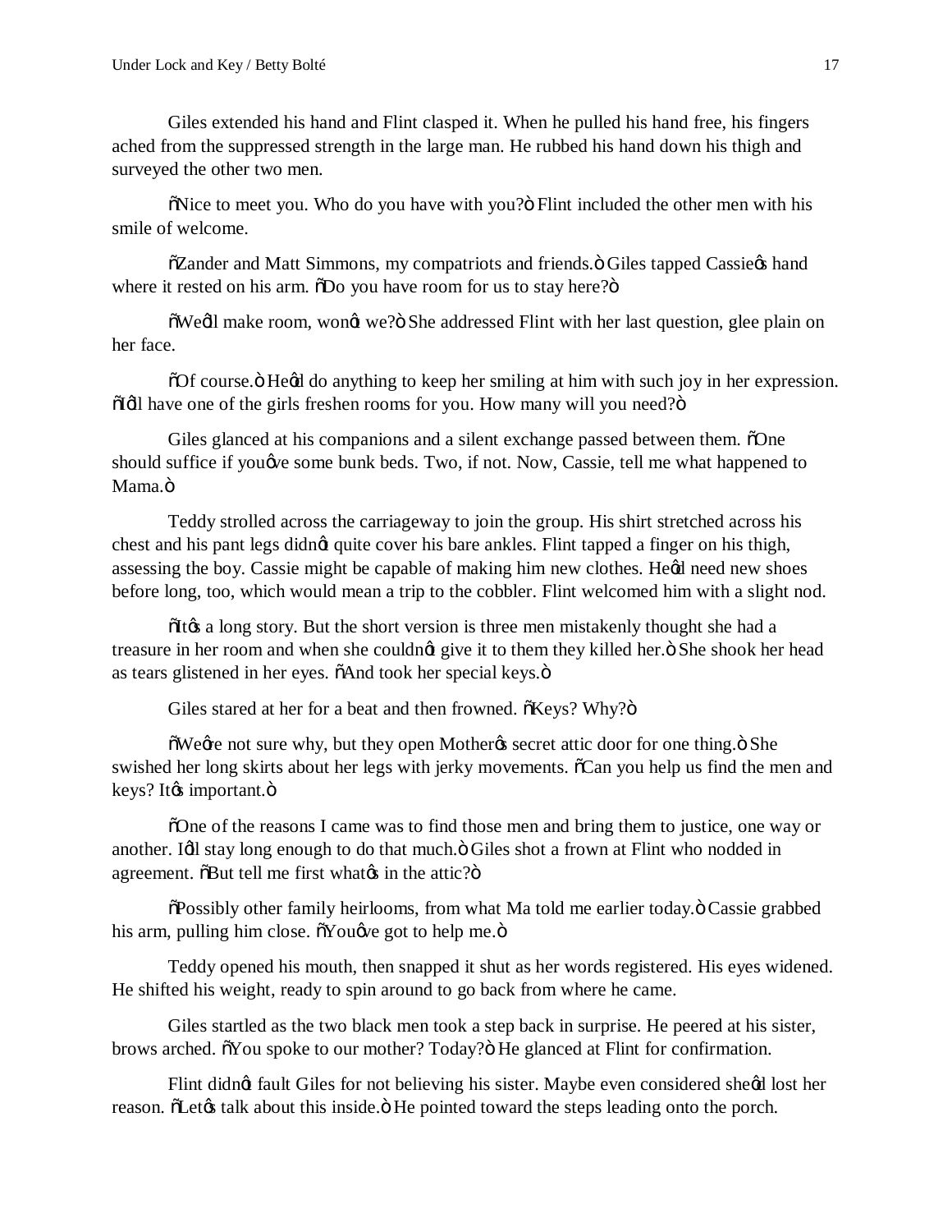Giles extended his hand and Flint clasped it. When he pulled his hand free, his fingers ached from the suppressed strength in the large man. He rubbed his hand down his thigh and surveyed the other two men.

"Nice to meet you. Who do you have with you?" Flint included the other men with his smile of welcome.

"Zander and Matt Simmons, my compatriots and friends." Giles tapped Cassie's hand where it rested on his arm. "Do you have room for us to stay here?"

"We'll make room, won't we?" She addressed Flint with her last question, glee plain on her face.

"Of course." He'd do anything to keep her smiling at him with such joy in her expression. "I'll have one of the girls freshen rooms for you. How many will you need?"

Giles glanced at his companions and a silent exchange passed between them. "One should suffice if you've some bunk beds. Two, if not. Now, Cassie, tell me what happened to Mama."

Teddy strolled across the carriageway to join the group. His shirt stretched across his chest and his pant legs didn't quite cover his bare ankles. Flint tapped a finger on his thigh, assessing the boy. Cassie might be capable of making him new clothes. He'd need new shoes before long, too, which would mean a trip to the cobbler. Flint welcomed him with a slight nod.

"It's a long story. But the short version is three men mistakenly thought she had a treasure in her room and when she couldn't give it to them they killed her." She shook her head as tears glistened in her eyes. "And took her special keys."

Giles stared at her for a beat and then frowned. "Keys? Why?"

"We're not sure why, but they open Mother's secret attic door for one thing." She swished her long skirts about her legs with jerky movements. "Can you help us find the men and keys? It's important."

"One of the reasons I came was to find those men and bring them to justice, one way or another. I'll stay long enough to do that much." Giles shot a frown at Flint who nodded in agreement. "But tell me first what's in the attic?"

"Possibly other family heirlooms, from what Ma told me earlier today." Cassie grabbed his arm, pulling him close. "You've got to help me."

Teddy opened his mouth, then snapped it shut as her words registered. His eyes widened. He shifted his weight, ready to spin around to go back from where he came.

Giles startled as the two black men took a step back in surprise. He peered at his sister, brows arched. "You spoke to our mother? Today?" He glanced at Flint for confirmation.

Flint didn't fault Giles for not believing his sister. Maybe even considered she'd lost her reason. "Let's talk about this inside." He pointed toward the steps leading onto the porch.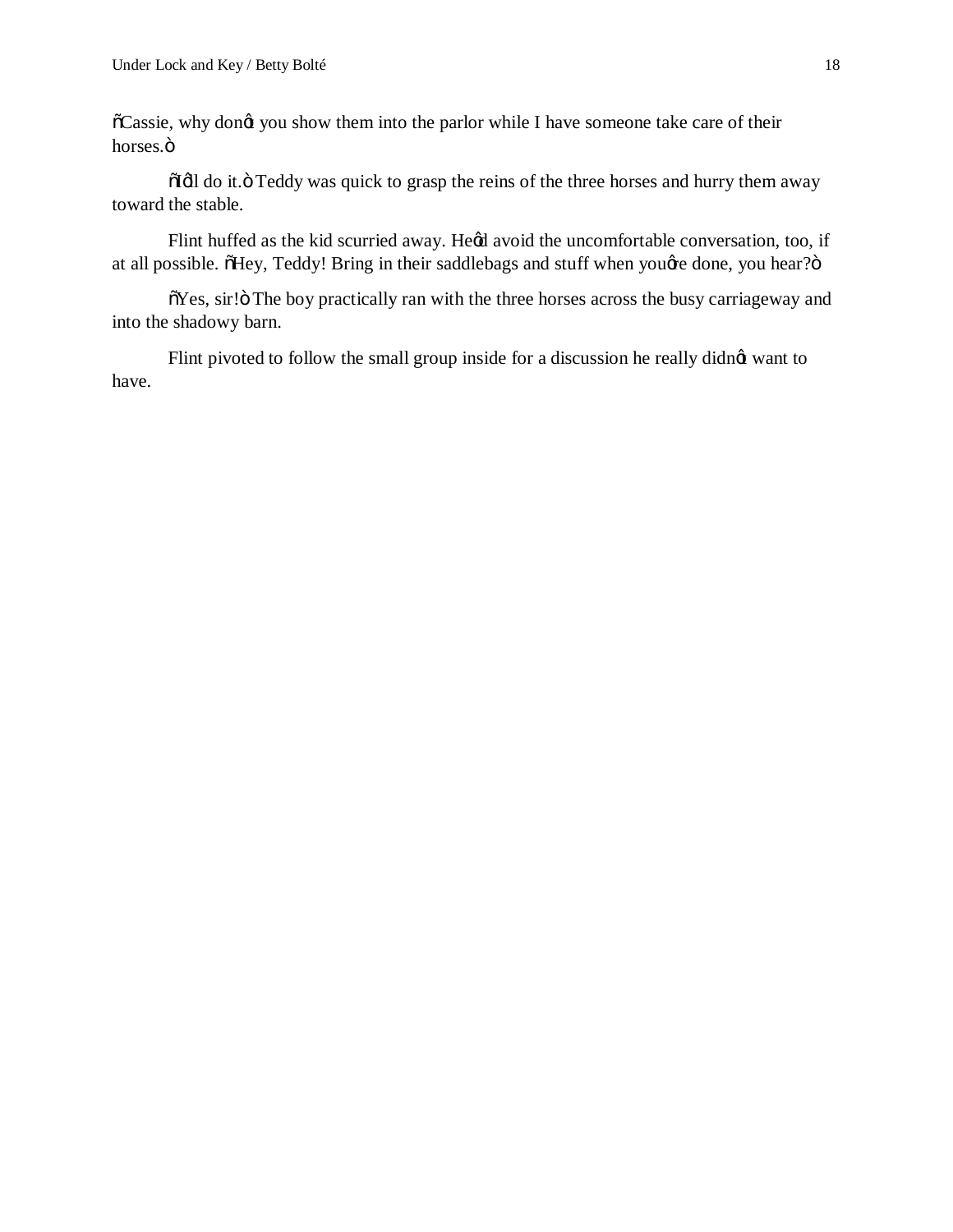"Cassie, why don't you show them into the parlor while I have someone take care of their horses."

"I'll do it." Teddy was quick to grasp the reins of the three horses and hurry them away toward the stable.

Flint huffed as the kid scurried away. He'd avoid the uncomfortable conversation, too, if at all possible. "Hey, Teddy! Bring in their saddlebags and stuff when you're done, you hear?"

"Yes, sir!" The boy practically ran with the three horses across the busy carriageway and into the shadowy barn.

Flint pivoted to follow the small group inside for a discussion he really didn't want to have.